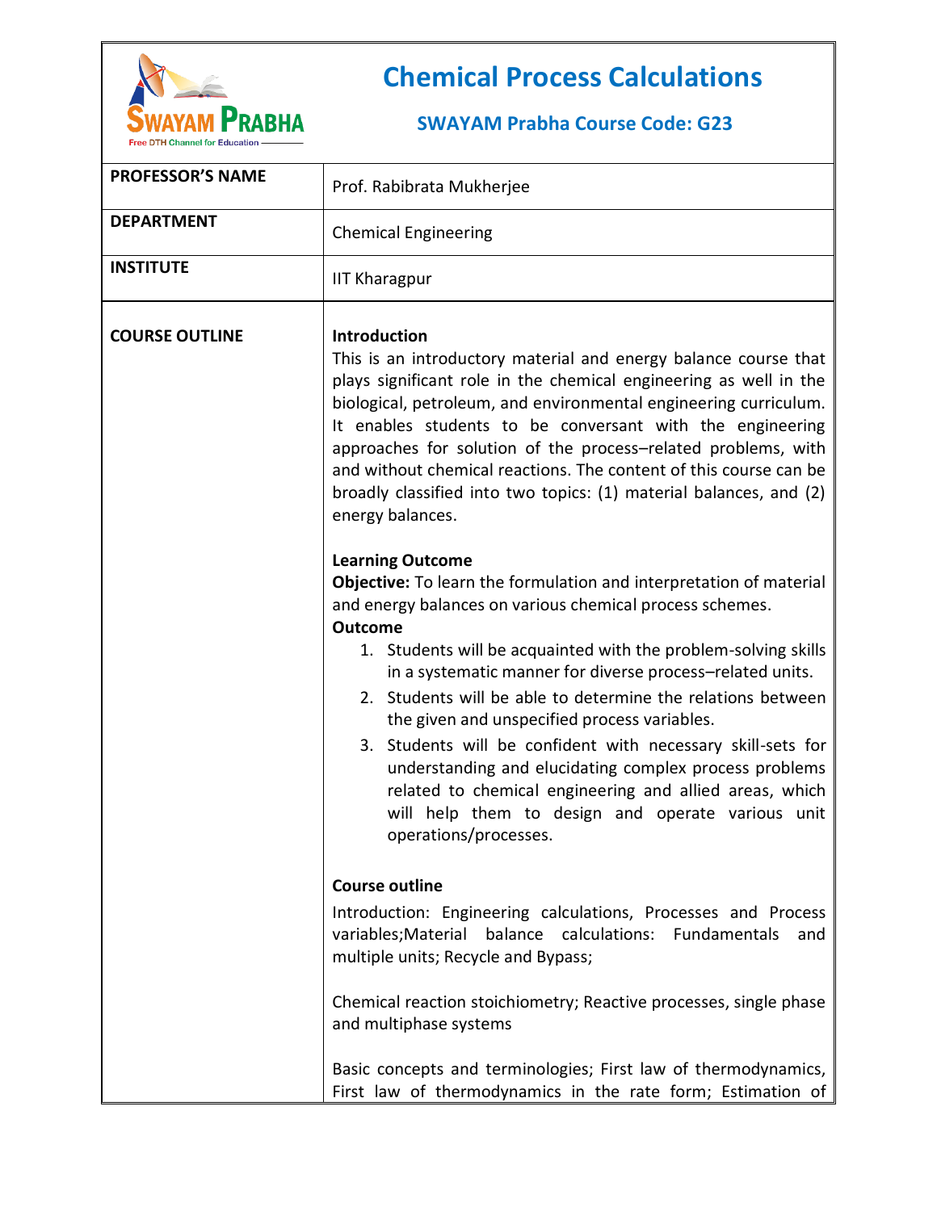# Chemical Process Calculations

## SWAYAM Prabha Course Code: G23

| | |
|---|---|
| **PROFESSOR'S NAME** | Prof. Rabibrata Mukherjee |
| **DEPARTMENT** | Chemical Engineering |
| **INSTITUTE** | IIT Kharagpur |

**COURSE OUTLINE**

**Introduction**

This is an introductory material and energy balance course that plays significant role in the chemical engineering as well in the biological, petroleum, and environmental engineering curriculum. It enables students to be conversant with the engineering approaches for solution of the process–related problems, with and without chemical reactions. The content of this course can be broadly classified into two topics: (1) material balances, and (2) energy balances.

**Learning Outcome**

**Objective:** To learn the formulation and interpretation of material and energy balances on various chemical process schemes.

**Outcome**

1. Students will be acquainted with the problem-solving skills in a systematic manner for diverse process–related units.
2. Students will be able to determine the relations between the given and unspecified process variables.
3. Students will be confident with necessary skill-sets for understanding and elucidating complex process problems related to chemical engineering and allied areas, which will help them to design and operate various unit operations/processes.

**Course outline**

Introduction: Engineering calculations, Processes and Process variables;Material balance calculations: Fundamentals and multiple units; Recycle and Bypass;

Chemical reaction stoichiometry; Reactive processes, single phase and multiphase systems

Basic concepts and terminologies; First law of thermodynamics, First law of thermodynamics in the rate form; Estimation of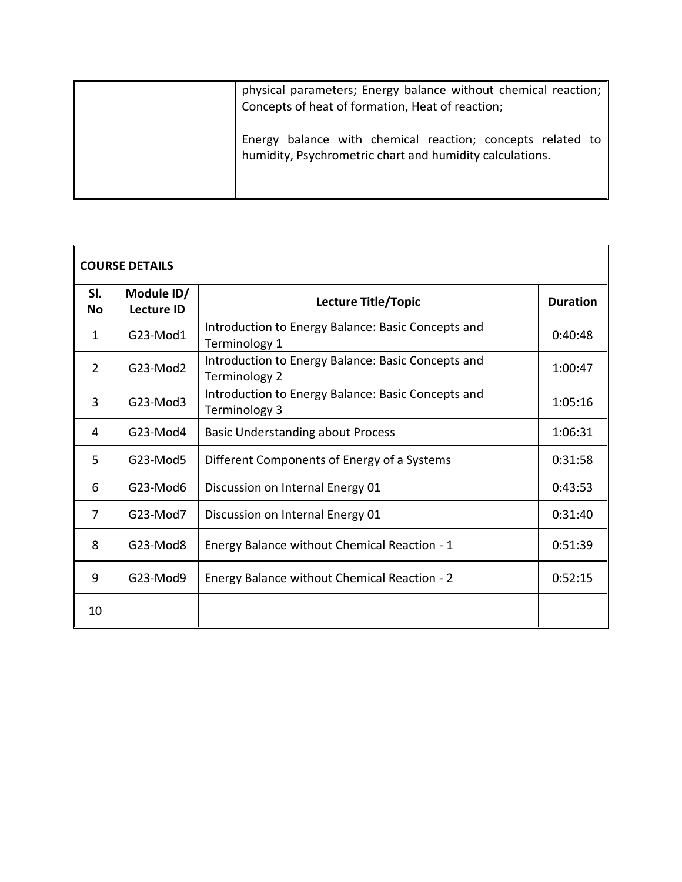| | |
|---|---|
| | physical parameters; Energy balance without chemical reaction; Concepts of heat of formation, Heat of reaction;<br><br>Energy balance with chemical reaction; concepts related to humidity, Psychrometric chart and humidity calculations. |

| **COURSE DETAILS** | | | |
|---|---|---|---|
| **Sl. No** | **Module ID/ Lecture ID** | **Lecture Title/Topic** | **Duration** |
| 1 | G23-Mod1 | Introduction to Energy Balance: Basic Concepts and Terminology 1 | 0:40:48 |
| 2 | G23-Mod2 | Introduction to Energy Balance: Basic Concepts and Terminology 2 | 1:00:47 |
| 3 | G23-Mod3 | Introduction to Energy Balance: Basic Concepts and Terminology 3 | 1:05:16 |
| 4 | G23-Mod4 | Basic Understanding about Process | 1:06:31 |
| 5 | G23-Mod5 | Different Components of Energy of a Systems | 0:31:58 |
| 6 | G23-Mod6 | Discussion on Internal Energy 01 | 0:43:53 |
| 7 | G23-Mod7 | Discussion on Internal Energy 01 | 0:31:40 |
| 8 | G23-Mod8 | Energy Balance without Chemical Reaction - 1 | 0:51:39 |
| 9 | G23-Mod9 | Energy Balance without Chemical Reaction - 2 | 0:52:15 |
| 10 | | | |